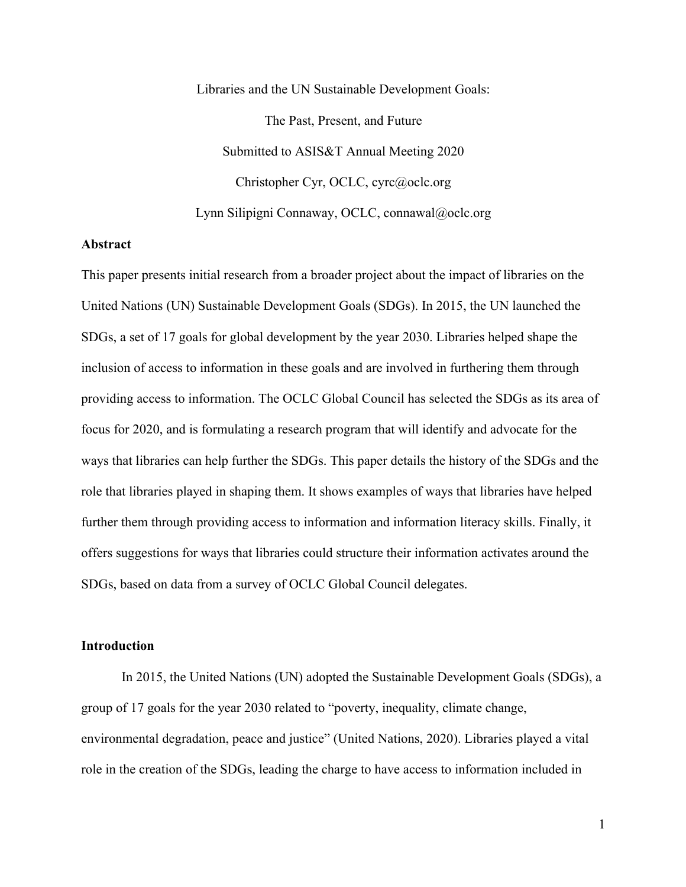Libraries and the UN Sustainable Development Goals:

The Past, Present, and Future

Submitted to ASIS&T Annual Meeting 2020

Christopher Cyr, OCLC, cyrc@oclc.org

Lynn Silipigni Connaway, OCLC, connawal@oclc.org

## Abstract

This paper presents initial research from a broader project about the impact of libraries on the United Nations (UN) Sustainable Development Goals (SDGs). In 2015, the UN launched the SDGs, a set of 17 goals for global development by the year 2030. Libraries helped shape the inclusion of access to information in these goals and are involved in furthering them through providing access to information. The OCLC Global Council has selected the SDGs as its area of focus for 2020, and is formulating a research program that will identify and advocate for the ways that libraries can help further the SDGs. This paper details the history of the SDGs and the role that libraries played in shaping them. It shows examples of ways that libraries have helped further them through providing access to information and information literacy skills. Finally, it offers suggestions for ways that libraries could structure their information activates around the SDGs, based on data from a survey of OCLC Global Council delegates.

## Introduction

In 2015, the United Nations (UN) adopted the Sustainable Development Goals (SDGs), a group of 17 goals for the year 2030 related to "poverty, inequality, climate change, environmental degradation, peace and justice" (United Nations, 2020). Libraries played a vital role in the creation of the SDGs, leading the charge to have access to information included in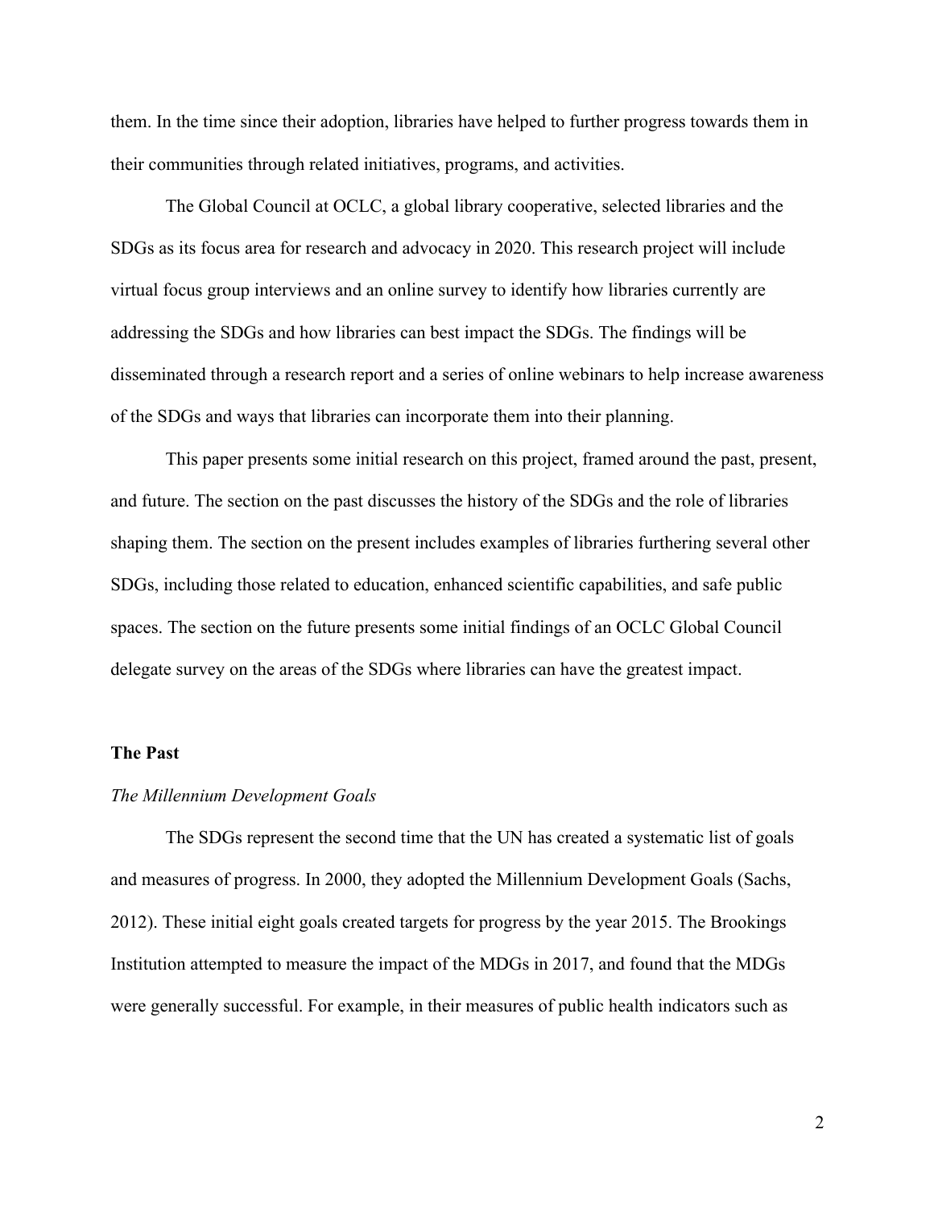them. In the time since their adoption, libraries have helped to further progress towards them in their communities through related initiatives, programs, and activities.

The Global Council at OCLC, a global library cooperative, selected libraries and the SDGs as its focus area for research and advocacy in 2020. This research project will include virtual focus group interviews and an online survey to identify how libraries currently are addressing the SDGs and how libraries can best impact the SDGs. The findings will be disseminated through a research report and a series of online webinars to help increase awareness of the SDGs and ways that libraries can incorporate them into their planning.

This paper presents some initial research on this project, framed around the past, present, and future. The section on the past discusses the history of the SDGs and the role of libraries shaping them. The section on the present includes examples of libraries furthering several other SDGs, including those related to education, enhanced scientific capabilities, and safe public spaces. The section on the future presents some initial findings of an OCLC Global Council delegate survey on the areas of the SDGs where libraries can have the greatest impact.

## The Past

### *The Millennium Development Goals*

The SDGs represent the second time that the UN has created a systematic list of goals and measures of progress. In 2000, they adopted the Millennium Development Goals (Sachs, 2012). These initial eight goals created targets for progress by the year 2015. The Brookings Institution attempted to measure the impact of the MDGs in 2017, and found that the MDGs were generally successful. For example, in their measures of public health indicators such as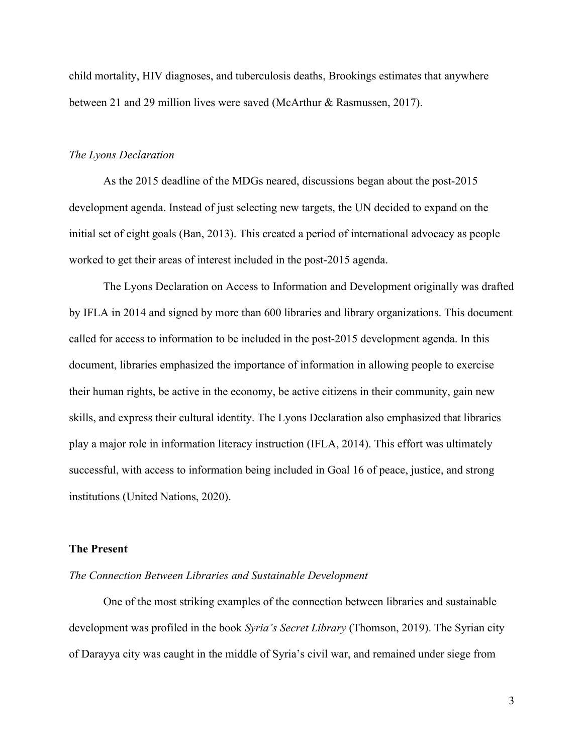child mortality, HIV diagnoses, and tuberculosis deaths, Brookings estimates that anywhere between 21 and 29 million lives were saved (McArthur & Rasmussen, 2017).

### *The Lyons Declaration*

As the 2015 deadline of the MDGs neared, discussions began about the post-2015 development agenda. Instead of just selecting new targets, the UN decided to expand on the initial set of eight goals (Ban, 2013). This created a period of international advocacy as people worked to get their areas of interest included in the post-2015 agenda.

The Lyons Declaration on Access to Information and Development originally was drafted by IFLA in 2014 and signed by more than 600 libraries and library organizations. This document called for access to information to be included in the post-2015 development agenda. In this document, libraries emphasized the importance of information in allowing people to exercise their human rights, be active in the economy, be active citizens in their community, gain new skills, and express their cultural identity. The Lyons Declaration also emphasized that libraries play a major role in information literacy instruction (IFLA, 2014). This effort was ultimately successful, with access to information being included in Goal 16 of peace, justice, and strong institutions (United Nations, 2020).

## The Present

### *The Connection Between Libraries and Sustainable Development*

One of the most striking examples of the connection between libraries and sustainable development was profiled in the book *Syria's Secret Library* (Thomson, 2019). The Syrian city of Darayya city was caught in the middle of Syria's civil war, and remained under siege from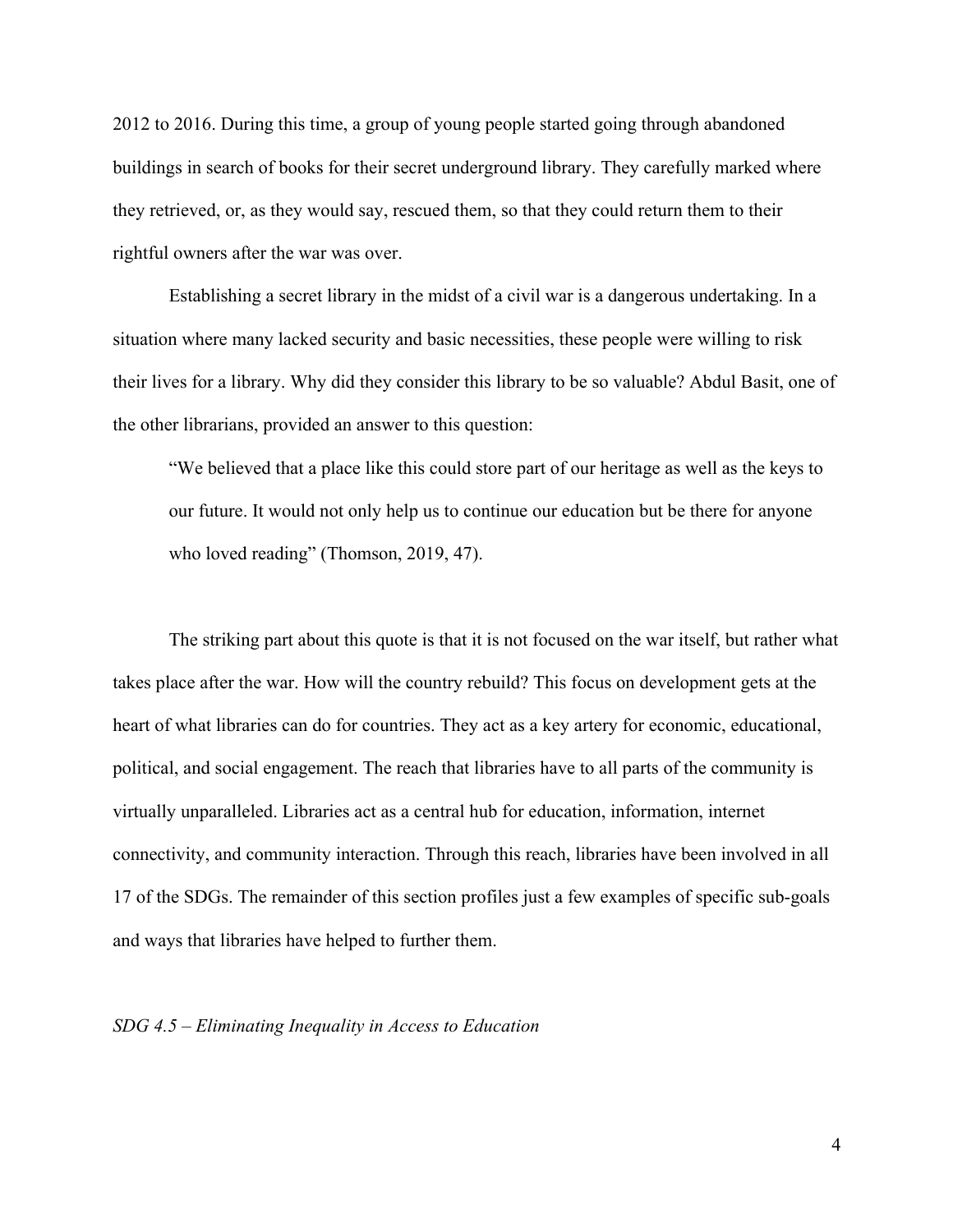2012 to 2016. During this time, a group of young people started going through abandoned buildings in search of books for their secret underground library. They carefully marked where they retrieved, or, as they would say, rescued them, so that they could return them to their rightful owners after the war was over.

Establishing a secret library in the midst of a civil war is a dangerous undertaking. In a situation where many lacked security and basic necessities, these people were willing to risk their lives for a library. Why did they consider this library to be so valuable? Abdul Basit, one of the other librarians, provided an answer to this question:

> "We believed that a place like this could store part of our heritage as well as the keys to our future. It would not only help us to continue our education but be there for anyone who loved reading" (Thomson, 2019, 47).

The striking part about this quote is that it is not focused on the war itself, but rather what takes place after the war. How will the country rebuild? This focus on development gets at the heart of what libraries can do for countries. They act as a key artery for economic, educational, political, and social engagement. The reach that libraries have to all parts of the community is virtually unparalleled. Libraries act as a central hub for education, information, internet connectivity, and community interaction. Through this reach, libraries have been involved in all 17 of the SDGs. The remainder of this section profiles just a few examples of specific sub-goals and ways that libraries have helped to further them.

*SDG 4.5 – Eliminating Inequality in Access to Education*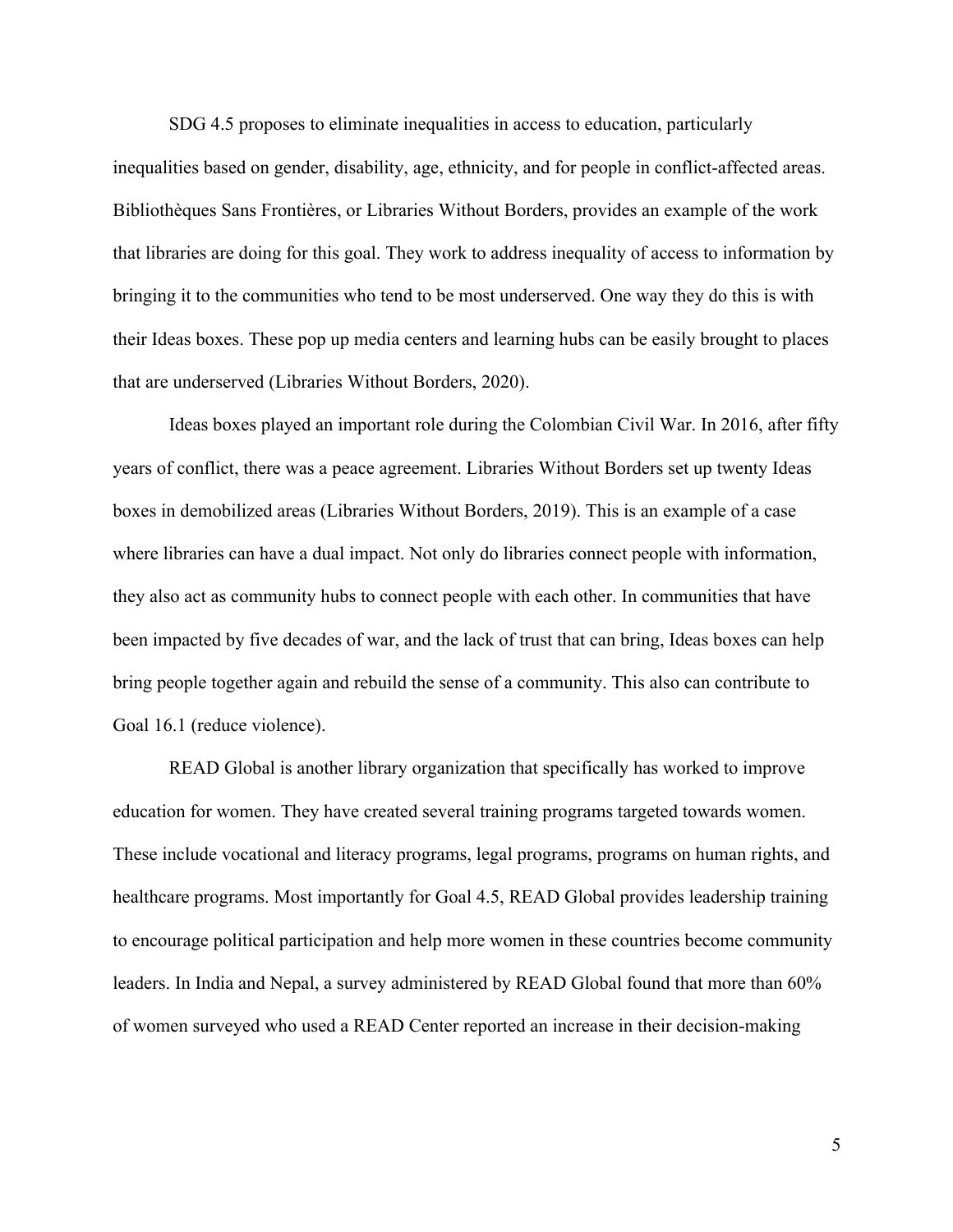SDG 4.5 proposes to eliminate inequalities in access to education, particularly inequalities based on gender, disability, age, ethnicity, and for people in conflict-affected areas. Bibliothèques Sans Frontières, or Libraries Without Borders, provides an example of the work that libraries are doing for this goal. They work to address inequality of access to information by bringing it to the communities who tend to be most underserved. One way they do this is with their Ideas boxes. These pop up media centers and learning hubs can be easily brought to places that are underserved (Libraries Without Borders, 2020).

Ideas boxes played an important role during the Colombian Civil War. In 2016, after fifty years of conflict, there was a peace agreement. Libraries Without Borders set up twenty Ideas boxes in demobilized areas (Libraries Without Borders, 2019). This is an example of a case where libraries can have a dual impact. Not only do libraries connect people with information, they also act as community hubs to connect people with each other. In communities that have been impacted by five decades of war, and the lack of trust that can bring, Ideas boxes can help bring people together again and rebuild the sense of a community. This also can contribute to Goal 16.1 (reduce violence).

READ Global is another library organization that specifically has worked to improve education for women. They have created several training programs targeted towards women. These include vocational and literacy programs, legal programs, programs on human rights, and healthcare programs. Most importantly for Goal 4.5, READ Global provides leadership training to encourage political participation and help more women in these countries become community leaders. In India and Nepal, a survey administered by READ Global found that more than 60% of women surveyed who used a READ Center reported an increase in their decision-making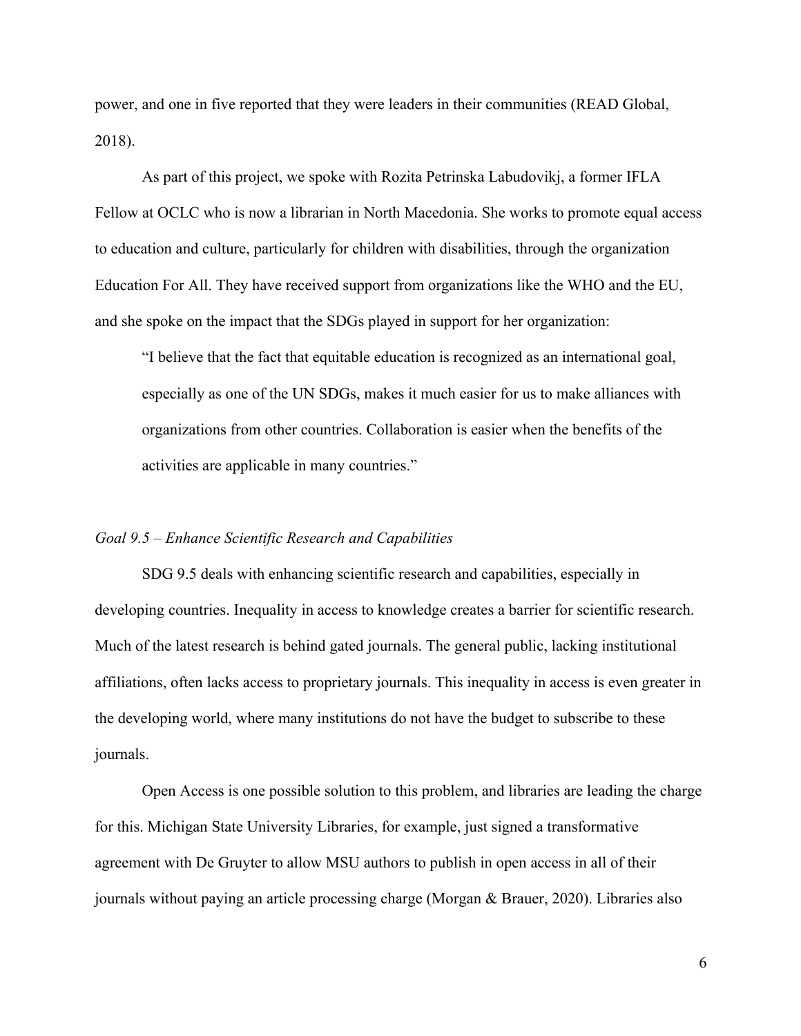power, and one in five reported that they were leaders in their communities (READ Global, 2018).

As part of this project, we spoke with Rozita Petrinska Labudovikj, a former IFLA Fellow at OCLC who is now a librarian in North Macedonia. She works to promote equal access to education and culture, particularly for children with disabilities, through the organization Education For All. They have received support from organizations like the WHO and the EU, and she spoke on the impact that the SDGs played in support for her organization:

> "I believe that the fact that equitable education is recognized as an international goal, especially as one of the UN SDGs, makes it much easier for us to make alliances with organizations from other countries. Collaboration is easier when the benefits of the activities are applicable in many countries."

*Goal 9.5 – Enhance Scientific Research and Capabilities*

SDG 9.5 deals with enhancing scientific research and capabilities, especially in developing countries. Inequality in access to knowledge creates a barrier for scientific research. Much of the latest research is behind gated journals. The general public, lacking institutional affiliations, often lacks access to proprietary journals. This inequality in access is even greater in the developing world, where many institutions do not have the budget to subscribe to these journals.

Open Access is one possible solution to this problem, and libraries are leading the charge for this. Michigan State University Libraries, for example, just signed a transformative agreement with De Gruyter to allow MSU authors to publish in open access in all of their journals without paying an article processing charge (Morgan & Brauer, 2020). Libraries also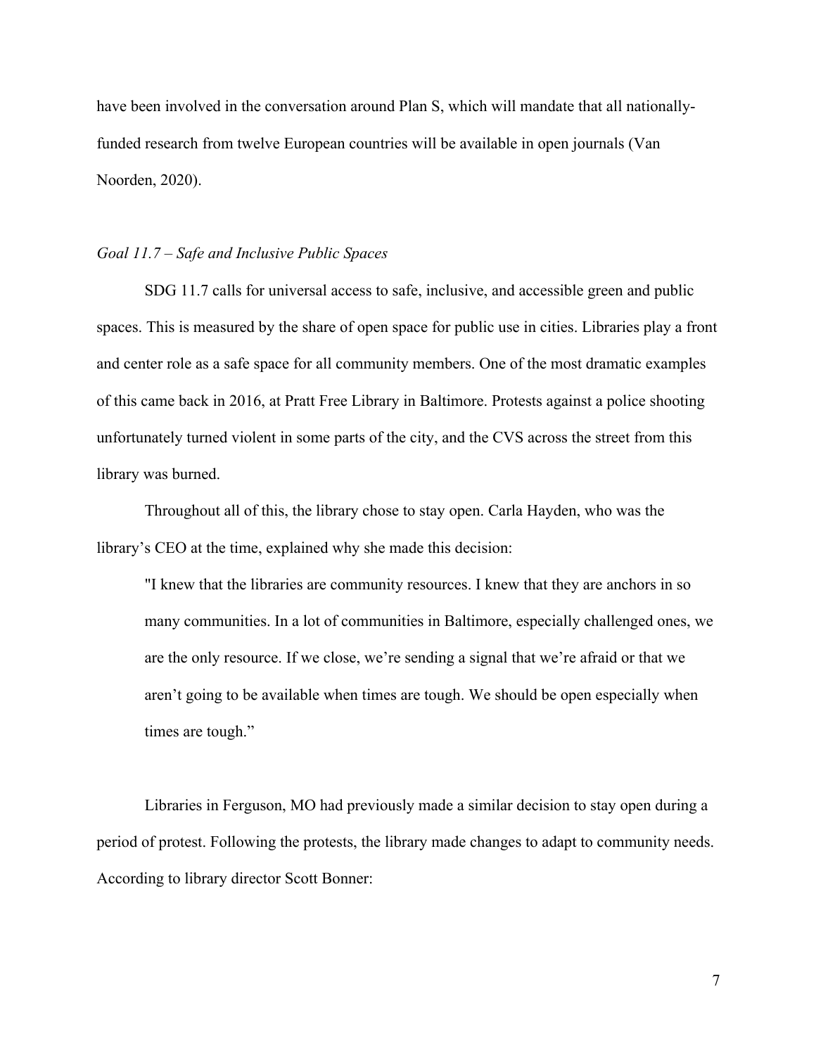have been involved in the conversation around Plan S, which will mandate that all nationally-funded research from twelve European countries will be available in open journals (Van Noorden, 2020).

*Goal 11.7 – Safe and Inclusive Public Spaces*

SDG 11.7 calls for universal access to safe, inclusive, and accessible green and public spaces. This is measured by the share of open space for public use in cities. Libraries play a front and center role as a safe space for all community members. One of the most dramatic examples of this came back in 2016, at Pratt Free Library in Baltimore. Protests against a police shooting unfortunately turned violent in some parts of the city, and the CVS across the street from this library was burned.

Throughout all of this, the library chose to stay open. Carla Hayden, who was the library's CEO at the time, explained why she made this decision:

> "I knew that the libraries are community resources. I knew that they are anchors in so many communities. In a lot of communities in Baltimore, especially challenged ones, we are the only resource. If we close, we're sending a signal that we're afraid or that we aren't going to be available when times are tough. We should be open especially when times are tough."

Libraries in Ferguson, MO had previously made a similar decision to stay open during a period of protest. Following the protests, the library made changes to adapt to community needs. According to library director Scott Bonner: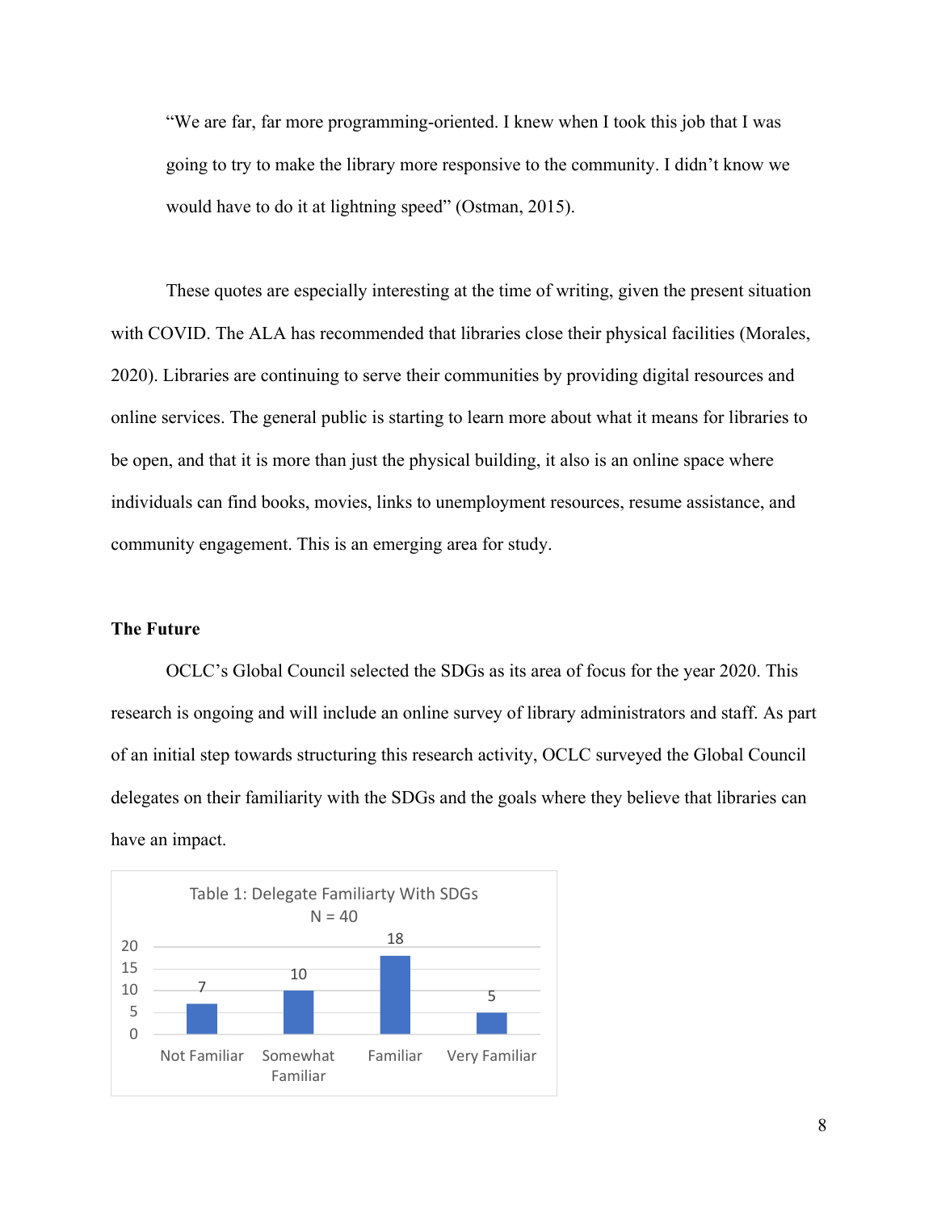"We are far, far more programming-oriented. I knew when I took this job that I was going to try to make the library more responsive to the community. I didn't know we would have to do it at lightning speed" (Ostman, 2015).

These quotes are especially interesting at the time of writing, given the present situation with COVID. The ALA has recommended that libraries close their physical facilities (Morales, 2020). Libraries are continuing to serve their communities by providing digital resources and online services. The general public is starting to learn more about what it means for libraries to be open, and that it is more than just the physical building, it also is an online space where individuals can find books, movies, links to unemployment resources, resume assistance, and community engagement. This is an emerging area for study.

**The Future**

OCLC's Global Council selected the SDGs as its area of focus for the year 2020. This research is ongoing and will include an online survey of library administrators and staff. As part of an initial step towards structuring this research activity, OCLC surveyed the Global Council delegates on their familiarity with the SDGs and the goals where they believe that libraries can have an impact.

Table 1: Delegate Familiarty With SDGs
N = 40

| Not Familiar | Somewhat Familiar | Familiar | Very Familiar |
|---|---|---|---|
| 7 | 10 | 18 | 5 |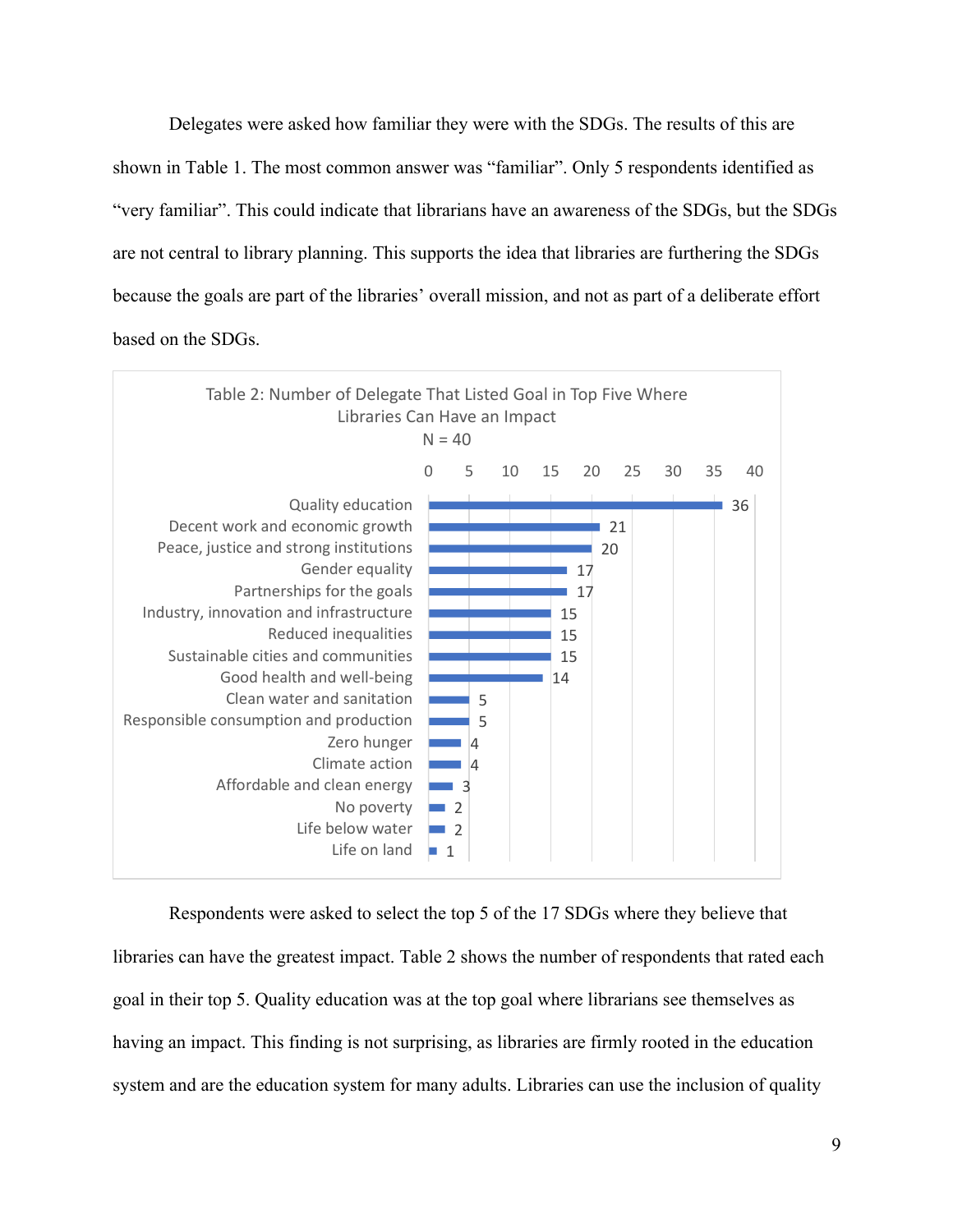Delegates were asked how familiar they were with the SDGs. The results of this are shown in Table 1. The most common answer was "familiar". Only 5 respondents identified as "very familiar". This could indicate that librarians have an awareness of the SDGs, but the SDGs are not central to library planning. This supports the idea that libraries are furthering the SDGs because the goals are part of the libraries' overall mission, and not as part of a deliberate effort based on the SDGs.

Table 2: Number of Delegate That Listed Goal in Top Five Where Libraries Can Have an Impact
N = 40

| Goal | Number |
| --- | --- |
| Quality education | 36 |
| Decent work and economic growth | 21 |
| Peace, justice and strong institutions | 20 |
| Gender equality | 17 |
| Partnerships for the goals | 17 |
| Industry, innovation and infrastructure | 15 |
| Reduced inequalities | 15 |
| Sustainable cities and communities | 15 |
| Good health and well-being | 14 |
| Clean water and sanitation | 5 |
| Responsible consumption and production | 5 |
| Zero hunger | 4 |
| Climate action | 4 |
| Affordable and clean energy | 3 |
| No poverty | 2 |
| Life below water | 2 |
| Life on land | 1 |

Respondents were asked to select the top 5 of the 17 SDGs where they believe that libraries can have the greatest impact. Table 2 shows the number of respondents that rated each goal in their top 5. Quality education was at the top goal where librarians see themselves as having an impact. This finding is not surprising, as libraries are firmly rooted in the education system and are the education system for many adults. Libraries can use the inclusion of quality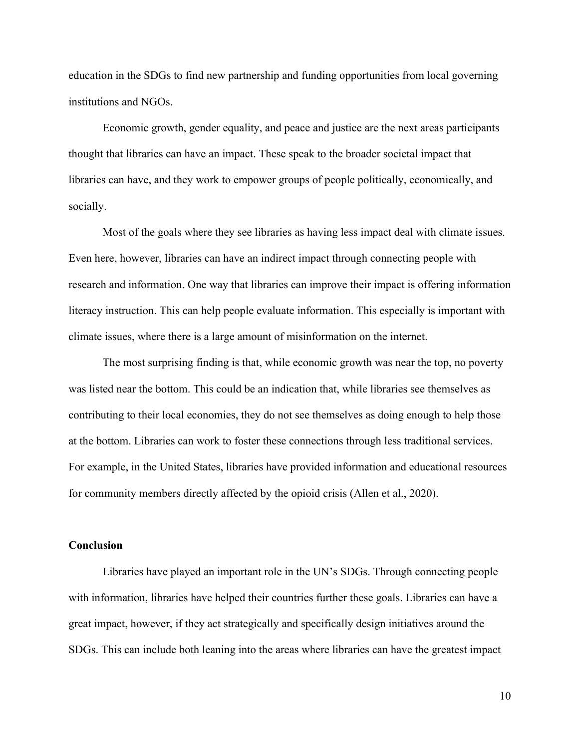education in the SDGs to find new partnership and funding opportunities from local governing institutions and NGOs.

Economic growth, gender equality, and peace and justice are the next areas participants thought that libraries can have an impact. These speak to the broader societal impact that libraries can have, and they work to empower groups of people politically, economically, and socially.

Most of the goals where they see libraries as having less impact deal with climate issues. Even here, however, libraries can have an indirect impact through connecting people with research and information. One way that libraries can improve their impact is offering information literacy instruction. This can help people evaluate information. This especially is important with climate issues, where there is a large amount of misinformation on the internet.

The most surprising finding is that, while economic growth was near the top, no poverty was listed near the bottom. This could be an indication that, while libraries see themselves as contributing to their local economies, they do not see themselves as doing enough to help those at the bottom. Libraries can work to foster these connections through less traditional services. For example, in the United States, libraries have provided information and educational resources for community members directly affected by the opioid crisis (Allen et al., 2020).

## Conclusion

Libraries have played an important role in the UN's SDGs. Through connecting people with information, libraries have helped their countries further these goals. Libraries can have a great impact, however, if they act strategically and specifically design initiatives around the SDGs. This can include both leaning into the areas where libraries can have the greatest impact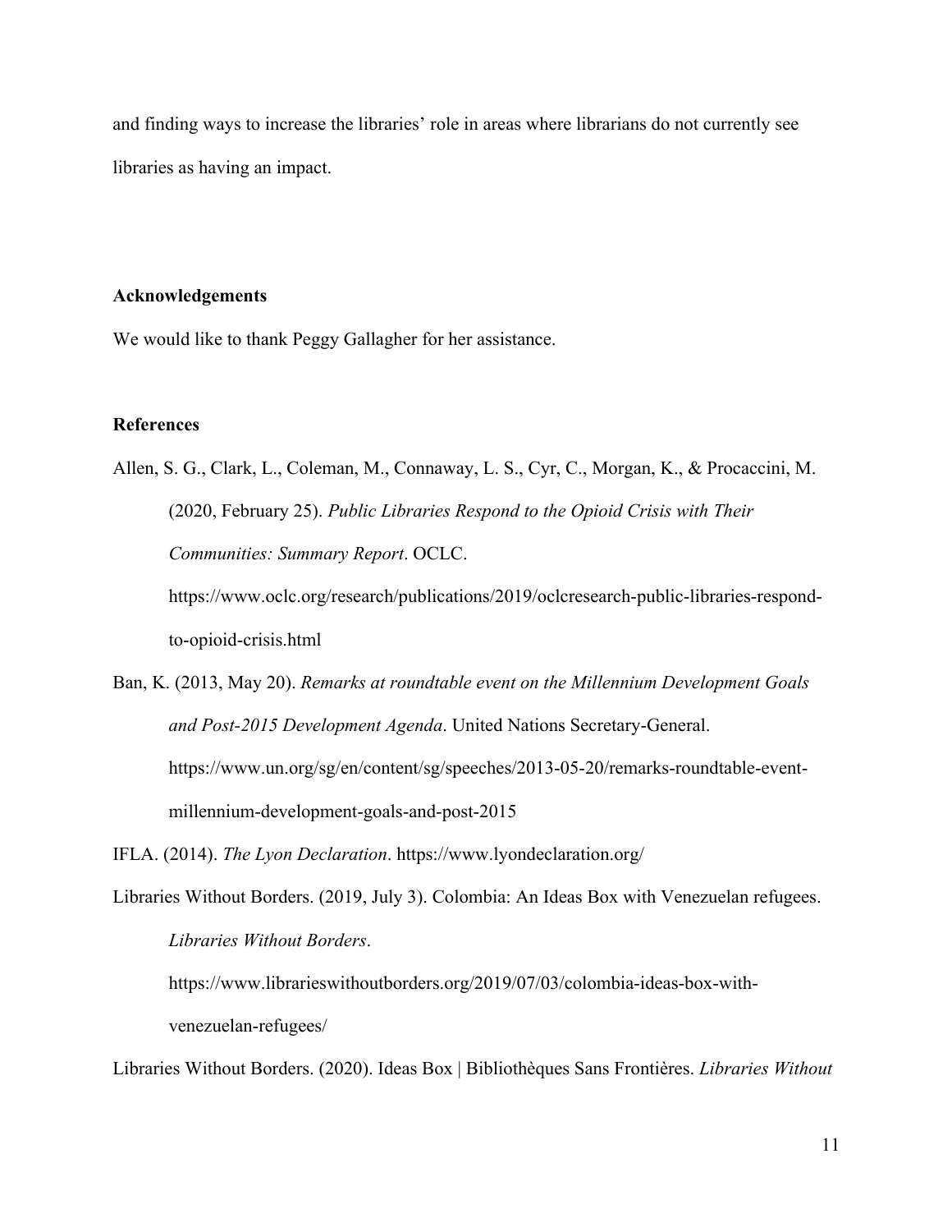and finding ways to increase the libraries' role in areas where librarians do not currently see libraries as having an impact.

## Acknowledgements

We would like to thank Peggy Gallagher for her assistance.

## References

Allen, S. G., Clark, L., Coleman, M., Connaway, L. S., Cyr, C., Morgan, K., & Procaccini, M. (2020, February 25). *Public Libraries Respond to the Opioid Crisis with Their Communities: Summary Report*. OCLC. https://www.oclc.org/research/publications/2019/oclcresearch-public-libraries-respond-to-opioid-crisis.html

Ban, K. (2013, May 20). *Remarks at roundtable event on the Millennium Development Goals and Post-2015 Development Agenda*. United Nations Secretary-General. https://www.un.org/sg/en/content/sg/speeches/2013-05-20/remarks-roundtable-event-millennium-development-goals-and-post-2015

IFLA. (2014). *The Lyon Declaration*. https://www.lyondeclaration.org/

Libraries Without Borders. (2019, July 3). Colombia: An Ideas Box with Venezuelan refugees. *Libraries Without Borders*. https://www.librarieswithoutborders.org/2019/07/03/colombia-ideas-box-with-venezuelan-refugees/

Libraries Without Borders. (2020). Ideas Box | Bibliothèques Sans Frontières. *Libraries Without*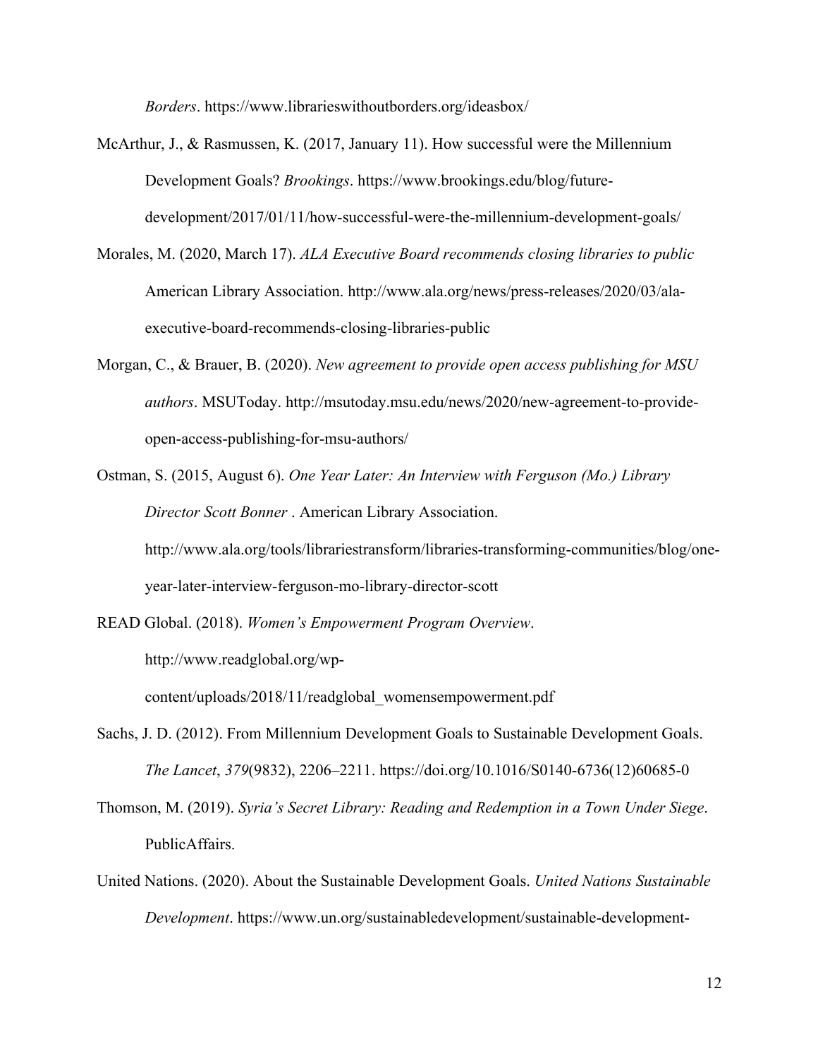*Borders*. https://www.librarieswithoutborders.org/ideasbox/

McArthur, J., & Rasmussen, K. (2017, January 11). How successful were the Millennium Development Goals? *Brookings*. https://www.brookings.edu/blog/future-development/2017/01/11/how-successful-were-the-millennium-development-goals/

Morales, M. (2020, March 17). *ALA Executive Board recommends closing libraries to public* American Library Association. http://www.ala.org/news/press-releases/2020/03/ala-executive-board-recommends-closing-libraries-public

Morgan, C., & Brauer, B. (2020). *New agreement to provide open access publishing for MSU authors*. MSUToday. http://msutoday.msu.edu/news/2020/new-agreement-to-provide-open-access-publishing-for-msu-authors/

Ostman, S. (2015, August 6). *One Year Later: An Interview with Ferguson (Mo.) Library Director Scott Bonner* . American Library Association. http://www.ala.org/tools/librariestransform/libraries-transforming-communities/blog/one-year-later-interview-ferguson-mo-library-director-scott

READ Global. (2018). *Women's Empowerment Program Overview*. http://www.readglobal.org/wp-content/uploads/2018/11/readglobal_womensempowerment.pdf

Sachs, J. D. (2012). From Millennium Development Goals to Sustainable Development Goals. *The Lancet*, *379*(9832), 2206–2211. https://doi.org/10.1016/S0140-6736(12)60685-0

Thomson, M. (2019). *Syria's Secret Library: Reading and Redemption in a Town Under Siege*. PublicAffairs.

United Nations. (2020). About the Sustainable Development Goals. *United Nations Sustainable Development*. https://www.un.org/sustainabledevelopment/sustainable-development-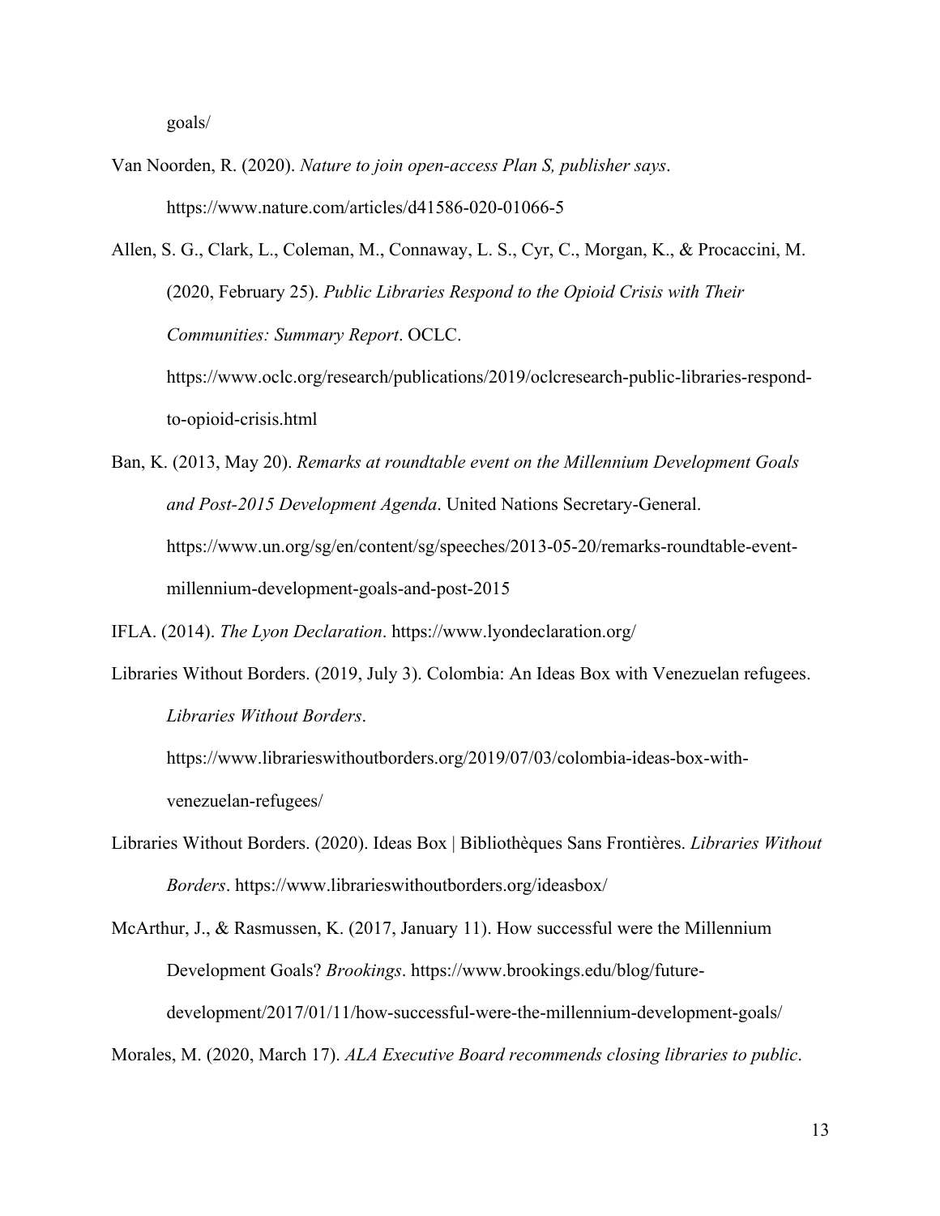goals/

Van Noorden, R. (2020). *Nature to join open-access Plan S, publisher says*. https://www.nature.com/articles/d41586-020-01066-5

Allen, S. G., Clark, L., Coleman, M., Connaway, L. S., Cyr, C., Morgan, K., & Procaccini, M. (2020, February 25). *Public Libraries Respond to the Opioid Crisis with Their Communities: Summary Report*. OCLC. https://www.oclc.org/research/publications/2019/oclcresearch-public-libraries-respond-to-opioid-crisis.html

Ban, K. (2013, May 20). *Remarks at roundtable event on the Millennium Development Goals and Post-2015 Development Agenda*. United Nations Secretary-General. https://www.un.org/sg/en/content/sg/speeches/2013-05-20/remarks-roundtable-event-millennium-development-goals-and-post-2015

IFLA. (2014). *The Lyon Declaration*. https://www.lyondeclaration.org/

Libraries Without Borders. (2019, July 3). Colombia: An Ideas Box with Venezuelan refugees. *Libraries Without Borders*. https://www.librarieswithoutborders.org/2019/07/03/colombia-ideas-box-with-venezuelan-refugees/

Libraries Without Borders. (2020). Ideas Box | Bibliothèques Sans Frontières. *Libraries Without Borders*. https://www.librarieswithoutborders.org/ideasbox/

McArthur, J., & Rasmussen, K. (2017, January 11). How successful were the Millennium Development Goals? *Brookings*. https://www.brookings.edu/blog/future-development/2017/01/11/how-successful-were-the-millennium-development-goals/

Morales, M. (2020, March 17). *ALA Executive Board recommends closing libraries to public*.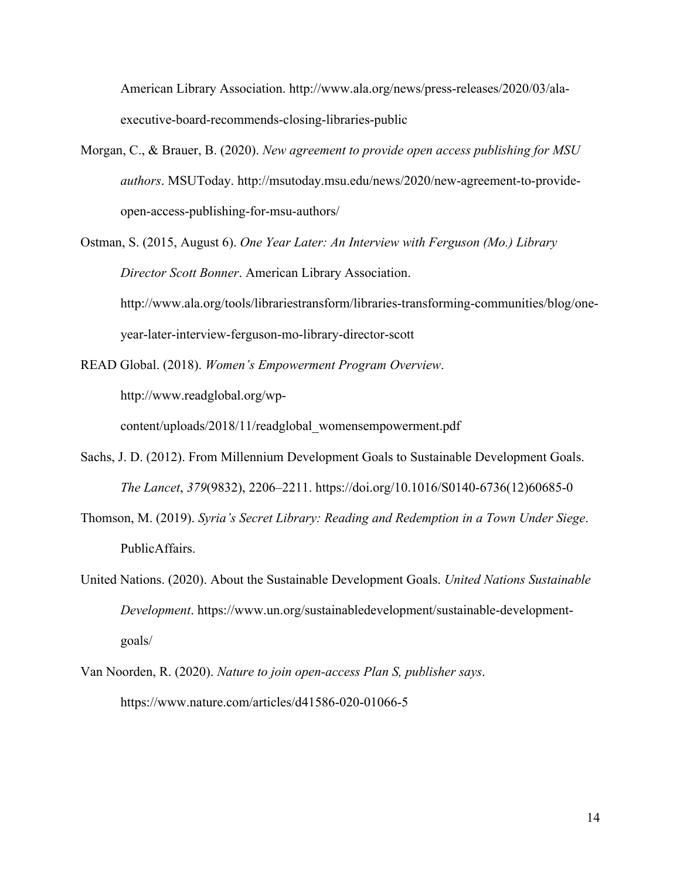American Library Association. http://www.ala.org/news/press-releases/2020/03/ala-executive-board-recommends-closing-libraries-public

Morgan, C., & Brauer, B. (2020). *New agreement to provide open access publishing for MSU authors*. MSUToday. http://msutoday.msu.edu/news/2020/new-agreement-to-provide-open-access-publishing-for-msu-authors/

Ostman, S. (2015, August 6). *One Year Later: An Interview with Ferguson (Mo.) Library Director Scott Bonner*. American Library Association. http://www.ala.org/tools/librariestransform/libraries-transforming-communities/blog/one-year-later-interview-ferguson-mo-library-director-scott

READ Global. (2018). *Women's Empowerment Program Overview*. http://www.readglobal.org/wp-content/uploads/2018/11/readglobal_womensempowerment.pdf

Sachs, J. D. (2012). From Millennium Development Goals to Sustainable Development Goals. *The Lancet*, *379*(9832), 2206–2211. https://doi.org/10.1016/S0140-6736(12)60685-0

Thomson, M. (2019). *Syria's Secret Library: Reading and Redemption in a Town Under Siege*. PublicAffairs.

United Nations. (2020). About the Sustainable Development Goals. *United Nations Sustainable Development*. https://www.un.org/sustainabledevelopment/sustainable-development-goals/

Van Noorden, R. (2020). *Nature to join open-access Plan S, publisher says*. https://www.nature.com/articles/d41586-020-01066-5